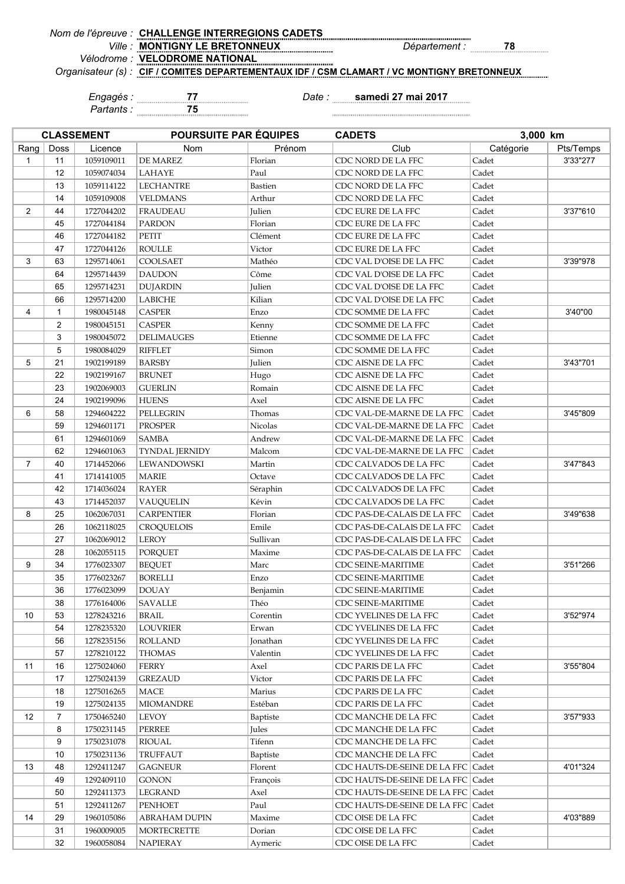*Nom de l'épreuve :* **CHALLENGE INTERREGIONS CADETS**
*Ville :* **MONTIGNY LE BRETONNEUX** *Département :* **78**
*Vélodrome :* **VELODROME NATIONAL**
*Organisateur (s) :* **CIF / COMITES DEPARTEMENTAUX IDF / CSM CLAMART / VC MONTIGNY BRETONNEUX**

*Engagés :* **77** *Date :* **samedi 27 mai 2017**
*Partants :* **75**

| CLASSEMENT | | | POURSUITE PAR ÉQUIPES | | CADETS | 3,000 km | |
|---|---|---|---|---|---|---|---|
| Rang | Doss | Licence | Nom | Prénom | Club | Catégorie | Pts/Temps |
| 1 | 11 | 1059109011 | DE MAREZ | Florian | CDC NORD DE LA FFC | Cadet | 3'33"277 |
| | 12 | 1059074034 | LAHAYE | Paul | CDC NORD DE LA FFC | Cadet | |
| | 13 | 1059114122 | LECHANTRE | Bastien | CDC NORD DE LA FFC | Cadet | |
| | 14 | 1059109008 | VELDMANS | Arthur | CDC NORD DE LA FFC | Cadet | |
| 2 | 44 | 1727044202 | FRAUDEAU | Julien | CDC EURE DE LA FFC | Cadet | 3'37"610 |
| | 45 | 1727044184 | PARDON | Florian | CDC EURE DE LA FFC | Cadet | |
| | 46 | 1727044182 | PETIT | Clément | CDC EURE DE LA FFC | Cadet | |
| | 47 | 1727044126 | ROULLE | Victor | CDC EURE DE LA FFC | Cadet | |
| 3 | 63 | 1295714061 | COOLSAET | Mathéo | CDC VAL D'OISE DE LA FFC | Cadet | 3'39"978 |
| | 64 | 1295714439 | DAUDON | Côme | CDC VAL D'OISE DE LA FFC | Cadet | |
| | 65 | 1295714231 | DUJARDIN | Julien | CDC VAL D'OISE DE LA FFC | Cadet | |
| | 66 | 1295714200 | LABICHE | Kilian | CDC VAL D'OISE DE LA FFC | Cadet | |
| 4 | 1 | 1980045148 | CASPER | Enzo | CDC SOMME DE LA FFC | Cadet | 3'40"00 |
| | 2 | 1980045151 | CASPER | Kenny | CDC SOMME DE LA FFC | Cadet | |
| | 3 | 1980045072 | DELIMAUGES | Etienne | CDC SOMME DE LA FFC | Cadet | |
| | 5 | 1980084029 | RIFFLET | Simon | CDC SOMME DE LA FFC | Cadet | |
| 5 | 21 | 1902199189 | BARSBY | Julien | CDC AISNE DE LA FFC | Cadet | 3'43"701 |
| | 22 | 1902199167 | BRUNET | Hugo | CDC AISNE DE LA FFC | Cadet | |
| | 23 | 1902069003 | GUERLIN | Romain | CDC AISNE DE LA FFC | Cadet | |
| | 24 | 1902199096 | HUENS | Axel | CDC AISNE DE LA FFC | Cadet | |
| 6 | 58 | 1294604222 | PELLEGRIN | Thomas | CDC VAL-DE-MARNE DE LA FFC | Cadet | 3'45"809 |
| | 59 | 1294601171 | PROSPER | Nicolas | CDC VAL-DE-MARNE DE LA FFC | Cadet | |
| | 61 | 1294601069 | SAMBA | Andrew | CDC VAL-DE-MARNE DE LA FFC | Cadet | |
| | 62 | 1294601063 | TYNDAL JERNIDY | Malcom | CDC VAL-DE-MARNE DE LA FFC | Cadet | |
| 7 | 40 | 1714452066 | LEWANDOWSKI | Martin | CDC CALVADOS DE LA FFC | Cadet | 3'47"843 |
| | 41 | 1714141005 | MARIE | Octave | CDC CALVADOS DE LA FFC | Cadet | |
| | 42 | 1714036024 | RAYER | Séraphin | CDC CALVADOS DE LA FFC | Cadet | |
| | 43 | 1714452037 | VAUQUELIN | Kévin | CDC CALVADOS DE LA FFC | Cadet | |
| 8 | 25 | 1062067031 | CARPENTIER | Florian | CDC PAS-DE-CALAIS DE LA FFC | Cadet | 3'49"638 |
| | 26 | 1062118025 | CROQUELOIS | Emile | CDC PAS-DE-CALAIS DE LA FFC | Cadet | |
| | 27 | 1062069012 | LEROY | Sullivan | CDC PAS-DE-CALAIS DE LA FFC | Cadet | |
| | 28 | 1062055115 | PORQUET | Maxime | CDC PAS-DE-CALAIS DE LA FFC | Cadet | |
| 9 | 34 | 1776023307 | BEQUET | Marc | CDC SEINE-MARITIME | Cadet | 3'51"266 |
| | 35 | 1776023267 | BORELLI | Enzo | CDC SEINE-MARITIME | Cadet | |
| | 36 | 1776023099 | DOUAY | Benjamin | CDC SEINE-MARITIME | Cadet | |
| | 38 | 1776164006 | SAVALLE | Théo | CDC SEINE-MARITIME | Cadet | |
| 10 | 53 | 1278243216 | BRAIL | Corentin | CDC YVELINES DE LA FFC | Cadet | 3'52"974 |
| | 54 | 1278235320 | LOUVRIER | Erwan | CDC YVELINES DE LA FFC | Cadet | |
| | 56 | 1278235156 | ROLLAND | Jonathan | CDC YVELINES DE LA FFC | Cadet | |
| | 57 | 1278210122 | THOMAS | Valentin | CDC YVELINES DE LA FFC | Cadet | |
| 11 | 16 | 1275024060 | FERRY | Axel | CDC PARIS DE LA FFC | Cadet | 3'55"804 |
| | 17 | 1275024139 | GREZAUD | Victor | CDC PARIS DE LA FFC | Cadet | |
| | 18 | 1275016265 | MACE | Marius | CDC PARIS DE LA FFC | Cadet | |
| | 19 | 1275024135 | MIOMANDRE | Estéban | CDC PARIS DE LA FFC | Cadet | |
| 12 | 7 | 1750465240 | LEVOY | Baptiste | CDC MANCHE DE LA FFC | Cadet | 3'57"933 |
| | 8 | 1750231145 | PERREE | Jules | CDC MANCHE DE LA FFC | Cadet | |
| | 9 | 1750231078 | RIOUAL | Tifenn | CDC MANCHE DE LA FFC | Cadet | |
| | 10 | 1750231136 | TRUFFAUT | Baptiste | CDC MANCHE DE LA FFC | Cadet | |
| 13 | 48 | 1292411247 | GAGNEUR | Florent | CDC HAUTS-DE-SEINE DE LA FFC | Cadet | 4'01"324 |
| | 49 | 1292409110 | GONON | François | CDC HAUTS-DE-SEINE DE LA FFC | Cadet | |
| | 50 | 1292411373 | LEGRAND | Axel | CDC HAUTS-DE-SEINE DE LA FFC | Cadet | |
| | 51 | 1292411267 | PENHOET | Paul | CDC HAUTS-DE-SEINE DE LA FFC | Cadet | |
| 14 | 29 | 1960105086 | ABRAHAM DUPIN | Maxime | CDC OISE DE LA FFC | Cadet | 4'03"889 |
| | 31 | 1960009005 | MORTECRETTE | Dorian | CDC OISE DE LA FFC | Cadet | |
| | 32 | 1960058084 | NAPIERAY | Aymeric | CDC OISE DE LA FFC | Cadet | |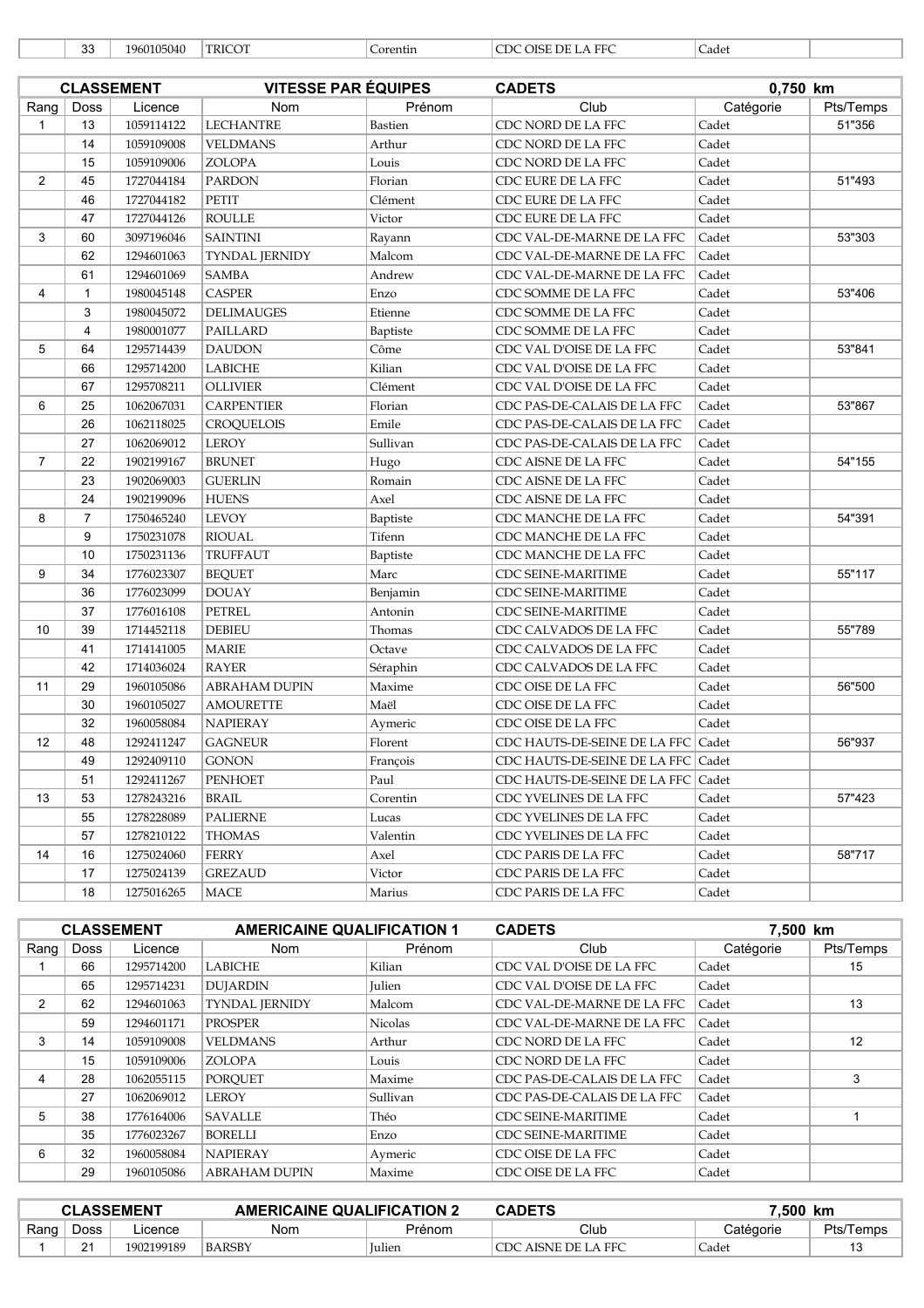|  | 33 | 1960105040 | TRICOT | Corentin | CDC OISE DE LA FFC | Cadet |  |
|---|---|---|---|---|---|---|---|

| CLASSEMENT | | VITESSE PAR ÉQUIPES | | CADETS | | 0,750 km | |
|---|---|---|---|---|---|---|---|
| Rang | Doss | Licence | Nom | Prénom | Club | Catégorie | Pts/Temps |
| 1 | 13 | 1059114122 | LECHANTRE | Bastien | CDC NORD DE LA FFC | Cadet | 51"356 |
|  | 14 | 1059109008 | VELDMANS | Arthur | CDC NORD DE LA FFC | Cadet |  |
|  | 15 | 1059109006 | ZOLOPA | Louis | CDC NORD DE LA FFC | Cadet |  |
| 2 | 45 | 1727044184 | PARDON | Florian | CDC EURE DE LA FFC | Cadet | 51"493 |
|  | 46 | 1727044182 | PETIT | Clément | CDC EURE DE LA FFC | Cadet |  |
|  | 47 | 1727044126 | ROULLE | Victor | CDC EURE DE LA FFC | Cadet |  |
| 3 | 60 | 3097196046 | SAINTINI | Rayann | CDC VAL-DE-MARNE DE LA FFC | Cadet | 53"303 |
|  | 62 | 1294601063 | TYNDAL JERNIDY | Malcom | CDC VAL-DE-MARNE DE LA FFC | Cadet |  |
|  | 61 | 1294601069 | SAMBA | Andrew | CDC VAL-DE-MARNE DE LA FFC | Cadet |  |
| 4 | 1 | 1980045148 | CASPER | Enzo | CDC SOMME DE LA FFC | Cadet | 53"406 |
|  | 3 | 1980045072 | DELIMAUGES | Etienne | CDC SOMME DE LA FFC | Cadet |  |
|  | 4 | 1980001077 | PAILLARD | Baptiste | CDC SOMME DE LA FFC | Cadet |  |
| 5 | 64 | 1295714439 | DAUDON | Côme | CDC VAL D'OISE DE LA FFC | Cadet | 53"841 |
|  | 66 | 1295714200 | LABICHE | Kilian | CDC VAL D'OISE DE LA FFC | Cadet |  |
|  | 67 | 1295708211 | OLLIVIER | Clément | CDC VAL D'OISE DE LA FFC | Cadet |  |
| 6 | 25 | 1062067031 | CARPENTIER | Florian | CDC PAS-DE-CALAIS DE LA FFC | Cadet | 53"867 |
|  | 26 | 1062118025 | CROQUELOIS | Emile | CDC PAS-DE-CALAIS DE LA FFC | Cadet |  |
|  | 27 | 1062069012 | LEROY | Sullivan | CDC PAS-DE-CALAIS DE LA FFC | Cadet |  |
| 7 | 22 | 1902199167 | BRUNET | Hugo | CDC AISNE DE LA FFC | Cadet | 54"155 |
|  | 23 | 1902069003 | GUERLIN | Romain | CDC AISNE DE LA FFC | Cadet |  |
|  | 24 | 1902199096 | HUENS | Axel | CDC AISNE DE LA FFC | Cadet |  |
| 8 | 7 | 1750465240 | LEVOY | Baptiste | CDC MANCHE DE LA FFC | Cadet | 54"391 |
|  | 9 | 1750231078 | RIOUAL | Tifenn | CDC MANCHE DE LA FFC | Cadet |  |
|  | 10 | 1750231136 | TRUFFAUT | Baptiste | CDC MANCHE DE LA FFC | Cadet |  |
| 9 | 34 | 1776023307 | BEQUET | Marc | CDC SEINE-MARITIME | Cadet | 55"117 |
|  | 36 | 1776023099 | DOUAY | Benjamin | CDC SEINE-MARITIME | Cadet |  |
|  | 37 | 1776016108 | PETREL | Antonin | CDC SEINE-MARITIME | Cadet |  |
| 10 | 39 | 1714452118 | DEBIEU | Thomas | CDC CALVADOS DE LA FFC | Cadet | 55"789 |
|  | 41 | 1714141005 | MARIE | Octave | CDC CALVADOS DE LA FFC | Cadet |  |
|  | 42 | 1714036024 | RAYER | Séraphin | CDC CALVADOS DE LA FFC | Cadet |  |
| 11 | 29 | 1960105086 | ABRAHAM DUPIN | Maxime | CDC OISE DE LA FFC | Cadet | 56"500 |
|  | 30 | 1960105027 | AMOURETTE | Maël | CDC OISE DE LA FFC | Cadet |  |
|  | 32 | 1960058084 | NAPIERAY | Aymeric | CDC OISE DE LA FFC | Cadet |  |
| 12 | 48 | 1292411247 | GAGNEUR | Florent | CDC HAUTS-DE-SEINE DE LA FFC | Cadet | 56"937 |
|  | 49 | 1292409110 | GONON | François | CDC HAUTS-DE-SEINE DE LA FFC | Cadet |  |
|  | 51 | 1292411267 | PENHOET | Paul | CDC HAUTS-DE-SEINE DE LA FFC | Cadet |  |
| 13 | 53 | 1278243216 | BRAIL | Corentin | CDC YVELINES DE LA FFC | Cadet | 57"423 |
|  | 55 | 1278228089 | PALIERNE | Lucas | CDC YVELINES DE LA FFC | Cadet |  |
|  | 57 | 1278210122 | THOMAS | Valentin | CDC YVELINES DE LA FFC | Cadet |  |
| 14 | 16 | 1275024060 | FERRY | Axel | CDC PARIS DE LA FFC | Cadet | 58"717 |
|  | 17 | 1275024139 | GREZAUD | Victor | CDC PARIS DE LA FFC | Cadet |  |
|  | 18 | 1275016265 | MACE | Marius | CDC PARIS DE LA FFC | Cadet |  |

| CLASSEMENT | | AMERICAINE QUALIFICATION 1 | | CADETS | | 7,500 km | |
|---|---|---|---|---|---|---|---|
| Rang | Doss | Licence | Nom | Prénom | Club | Catégorie | Pts/Temps |
| 1 | 66 | 1295714200 | LABICHE | Kilian | CDC VAL D'OISE DE LA FFC | Cadet | 15 |
|  | 65 | 1295714231 | DUJARDIN | Julien | CDC VAL D'OISE DE LA FFC | Cadet |  |
| 2 | 62 | 1294601063 | TYNDAL JERNIDY | Malcom | CDC VAL-DE-MARNE DE LA FFC | Cadet | 13 |
|  | 59 | 1294601171 | PROSPER | Nicolas | CDC VAL-DE-MARNE DE LA FFC | Cadet |  |
| 3 | 14 | 1059109008 | VELDMANS | Arthur | CDC NORD DE LA FFC | Cadet | 12 |
|  | 15 | 1059109006 | ZOLOPA | Louis | CDC NORD DE LA FFC | Cadet |  |
| 4 | 28 | 1062055115 | PORQUET | Maxime | CDC PAS-DE-CALAIS DE LA FFC | Cadet | 3 |
|  | 27 | 1062069012 | LEROY | Sullivan | CDC PAS-DE-CALAIS DE LA FFC | Cadet |  |
| 5 | 38 | 1776164006 | SAVALLE | Théo | CDC SEINE-MARITIME | Cadet | 1 |
|  | 35 | 1776023267 | BORELLI | Enzo | CDC SEINE-MARITIME | Cadet |  |
| 6 | 32 | 1960058084 | NAPIERAY | Aymeric | CDC OISE DE LA FFC | Cadet |  |
|  | 29 | 1960105086 | ABRAHAM DUPIN | Maxime | CDC OISE DE LA FFC | Cadet |  |

| CLASSEMENT | | AMERICAINE QUALIFICATION 2 | | CADETS | | 7,500 km | |
|---|---|---|---|---|---|---|---|
| Rang | Doss | Licence | Nom | Prénom | Club | Catégorie | Pts/Temps |
| 1 | 21 | 1902199189 | BARSBY | Julien | CDC AISNE DE LA FFC | Cadet | 13 |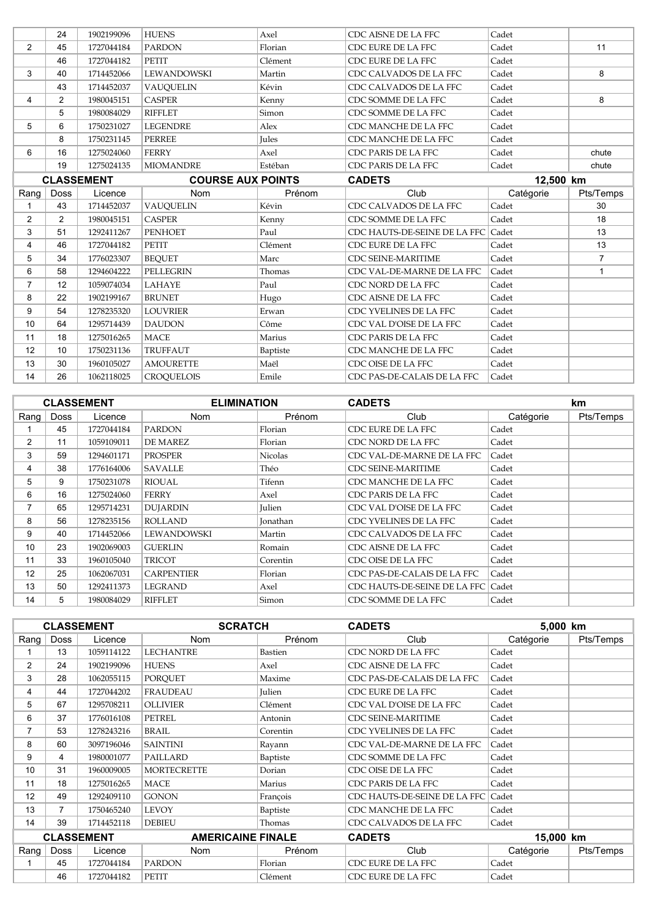| Rang | Doss | Licence | Nom | Prénom | Club | Catégorie | Pts/Temps |
|---|---|---|---|---|---|---|---|
| | 24 | 1902199096 | HUENS | Axel | CDC AISNE DE LA FFC | Cadet | |
| 2 | 45 | 1727044184 | PARDON | Florian | CDC EURE DE LA FFC | Cadet | 11 |
| | 46 | 1727044182 | PETIT | Clément | CDC EURE DE LA FFC | Cadet | |
| 3 | 40 | 1714452066 | LEWANDOWSKI | Martin | CDC CALVADOS DE LA FFC | Cadet | 8 |
| | 43 | 1714452037 | VAUQUELIN | Kévin | CDC CALVADOS DE LA FFC | Cadet | |
| 4 | 2 | 1980045151 | CASPER | Kenny | CDC SOMME DE LA FFC | Cadet | 8 |
| | 5 | 1980084029 | RIFFLET | Simon | CDC SOMME DE LA FFC | Cadet | |
| 5 | 6 | 1750231027 | LEGENDRE | Alex | CDC MANCHE DE LA FFC | Cadet | |
| | 8 | 1750231145 | PERREE | Jules | CDC MANCHE DE LA FFC | Cadet | |
| 6 | 16 | 1275024060 | FERRY | Axel | CDC PARIS DE LA FFC | Cadet | chute |
| | 19 | 1275024135 | MIOMANDRE | Estéban | CDC PARIS DE LA FFC | Cadet | chute |

| CLASSEMENT | | COURSE AUX POINTS | | | CADETS | 12,500 km | |
|---|---|---|---|---|---|---|---|
| Rang | Doss | Licence | Nom | Prénom | Club | Catégorie | Pts/Temps |
| 1 | 43 | 1714452037 | VAUQUELIN | Kévin | CDC CALVADOS DE LA FFC | Cadet | 30 |
| 2 | 2 | 1980045151 | CASPER | Kenny | CDC SOMME DE LA FFC | Cadet | 18 |
| 3 | 51 | 1292411267 | PENHOET | Paul | CDC HAUTS-DE-SEINE DE LA FFC | Cadet | 13 |
| 4 | 46 | 1727044182 | PETIT | Clément | CDC EURE DE LA FFC | Cadet | 13 |
| 5 | 34 | 1776023307 | BEQUET | Marc | CDC SEINE-MARITIME | Cadet | 7 |
| 6 | 58 | 1294604222 | PELLEGRIN | Thomas | CDC VAL-DE-MARNE DE LA FFC | Cadet | 1 |
| 7 | 12 | 1059074034 | LAHAYE | Paul | CDC NORD DE LA FFC | Cadet | |
| 8 | 22 | 1902199167 | BRUNET | Hugo | CDC AISNE DE LA FFC | Cadet | |
| 9 | 54 | 1278235320 | LOUVRIER | Erwan | CDC YVELINES DE LA FFC | Cadet | |
| 10 | 64 | 1295714439 | DAUDON | Côme | CDC VAL D'OISE DE LA FFC | Cadet | |
| 11 | 18 | 1275016265 | MACE | Marius | CDC PARIS DE LA FFC | Cadet | |
| 12 | 10 | 1750231136 | TRUFFAUT | Baptiste | CDC MANCHE DE LA FFC | Cadet | |
| 13 | 30 | 1960105027 | AMOURETTE | Maël | CDC OISE DE LA FFC | Cadet | |
| 14 | 26 | 1062118025 | CROQUELOIS | Emile | CDC PAS-DE-CALAIS DE LA FFC | Cadet | |

| CLASSEMENT | | ELIMINATION | | | CADETS | km | |
|---|---|---|---|---|---|---|---|
| Rang | Doss | Licence | Nom | Prénom | Club | Catégorie | Pts/Temps |
| 1 | 45 | 1727044184 | PARDON | Florian | CDC EURE DE LA FFC | Cadet | |
| 2 | 11 | 1059109011 | DE MAREZ | Florian | CDC NORD DE LA FFC | Cadet | |
| 3 | 59 | 1294601171 | PROSPER | Nicolas | CDC VAL-DE-MARNE DE LA FFC | Cadet | |
| 4 | 38 | 1776164006 | SAVALLE | Théo | CDC SEINE-MARITIME | Cadet | |
| 5 | 9 | 1750231078 | RIOUAL | Tifenn | CDC MANCHE DE LA FFC | Cadet | |
| 6 | 16 | 1275024060 | FERRY | Axel | CDC PARIS DE LA FFC | Cadet | |
| 7 | 65 | 1295714231 | DUJARDIN | Julien | CDC VAL D'OISE DE LA FFC | Cadet | |
| 8 | 56 | 1278235156 | ROLLAND | Jonathan | CDC YVELINES DE LA FFC | Cadet | |
| 9 | 40 | 1714452066 | LEWANDOWSKI | Martin | CDC CALVADOS DE LA FFC | Cadet | |
| 10 | 23 | 1902069003 | GUERLIN | Romain | CDC AISNE DE LA FFC | Cadet | |
| 11 | 33 | 1960105040 | TRICOT | Corentin | CDC OISE DE LA FFC | Cadet | |
| 12 | 25 | 1062067031 | CARPENTIER | Florian | CDC PAS-DE-CALAIS DE LA FFC | Cadet | |
| 13 | 50 | 1292411373 | LEGRAND | Axel | CDC HAUTS-DE-SEINE DE LA FFC | Cadet | |
| 14 | 5 | 1980084029 | RIFFLET | Simon | CDC SOMME DE LA FFC | Cadet | |

| CLASSEMENT | | SCRATCH | | | CADETS | 5,000 km | |
|---|---|---|---|---|---|---|---|
| Rang | Doss | Licence | Nom | Prénom | Club | Catégorie | Pts/Temps |
| 1 | 13 | 1059114122 | LECHANTRE | Bastien | CDC NORD DE LA FFC | Cadet | |
| 2 | 24 | 1902199096 | HUENS | Axel | CDC AISNE DE LA FFC | Cadet | |
| 3 | 28 | 1062055115 | PORQUET | Maxime | CDC PAS-DE-CALAIS DE LA FFC | Cadet | |
| 4 | 44 | 1727044202 | FRAUDEAU | Julien | CDC EURE DE LA FFC | Cadet | |
| 5 | 67 | 1295708211 | OLLIVIER | Clément | CDC VAL D'OISE DE LA FFC | Cadet | |
| 6 | 37 | 1776016108 | PETREL | Antonin | CDC SEINE-MARITIME | Cadet | |
| 7 | 53 | 1278243216 | BRAIL | Corentin | CDC YVELINES DE LA FFC | Cadet | |
| 8 | 60 | 3097196046 | SAINTINI | Rayann | CDC VAL-DE-MARNE DE LA FFC | Cadet | |
| 9 | 4 | 1980001077 | PAILLARD | Baptiste | CDC SOMME DE LA FFC | Cadet | |
| 10 | 31 | 1960009005 | MORTECRETTE | Dorian | CDC OISE DE LA FFC | Cadet | |
| 11 | 18 | 1275016265 | MACE | Marius | CDC PARIS DE LA FFC | Cadet | |
| 12 | 49 | 1292409110 | GONON | François | CDC HAUTS-DE-SEINE DE LA FFC | Cadet | |
| 13 | 7 | 1750465240 | LEVOY | Baptiste | CDC MANCHE DE LA FFC | Cadet | |
| 14 | 39 | 1714452118 | DEBIEU | Thomas | CDC CALVADOS DE LA FFC | Cadet | |

| CLASSEMENT | | AMERICAINE FINALE | | | CADETS | 15,000 km | |
|---|---|---|---|---|---|---|---|
| Rang | Doss | Licence | Nom | Prénom | Club | Catégorie | Pts/Temps |
| 1 | 45 | 1727044184 | PARDON | Florian | CDC EURE DE LA FFC | Cadet | |
| | 46 | 1727044182 | PETIT | Clément | CDC EURE DE LA FFC | Cadet | |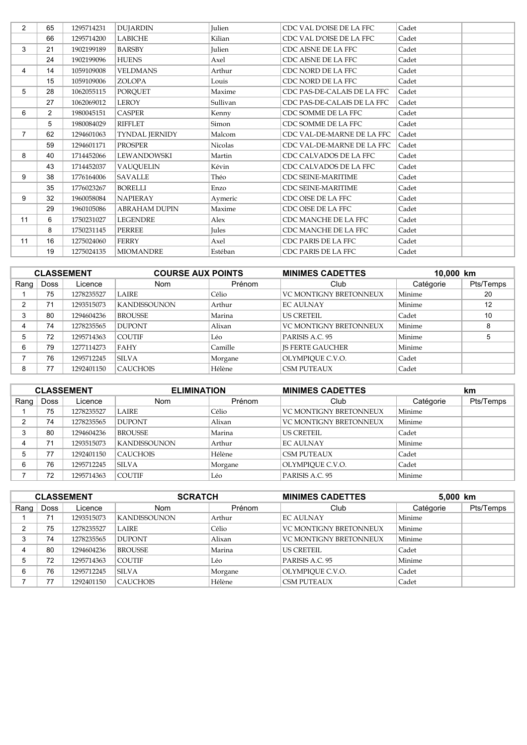| | | | | | | | |
|---|---|---|---|---|---|---|---|
| 2 | 65 | 1295714231 | DUJARDIN | Julien | CDC VAL D'OISE DE LA FFC | Cadet | |
| | 66 | 1295714200 | LABICHE | Kilian | CDC VAL D'OISE DE LA FFC | Cadet | |
| 3 | 21 | 1902199189 | BARSBY | Julien | CDC AISNE DE LA FFC | Cadet | |
| | 24 | 1902199096 | HUENS | Axel | CDC AISNE DE LA FFC | Cadet | |
| 4 | 14 | 1059109008 | VELDMANS | Arthur | CDC NORD DE LA FFC | Cadet | |
| | 15 | 1059109006 | ZOLOPA | Louis | CDC NORD DE LA FFC | Cadet | |
| 5 | 28 | 1062055115 | PORQUET | Maxime | CDC PAS-DE-CALAIS DE LA FFC | Cadet | |
| | 27 | 1062069012 | LEROY | Sullivan | CDC PAS-DE-CALAIS DE LA FFC | Cadet | |
| 6 | 2 | 1980045151 | CASPER | Kenny | CDC SOMME DE LA FFC | Cadet | |
| | 5 | 1980084029 | RIFFLET | Simon | CDC SOMME DE LA FFC | Cadet | |
| 7 | 62 | 1294601063 | TYNDAL JERNIDY | Malcom | CDC VAL-DE-MARNE DE LA FFC | Cadet | |
| | 59 | 1294601171 | PROSPER | Nicolas | CDC VAL-DE-MARNE DE LA FFC | Cadet | |
| 8 | 40 | 1714452066 | LEWANDOWSKI | Martin | CDC CALVADOS DE LA FFC | Cadet | |
| | 43 | 1714452037 | VAUQUELIN | Kévin | CDC CALVADOS DE LA FFC | Cadet | |
| 9 | 38 | 1776164006 | SAVALLE | Théo | CDC SEINE-MARITIME | Cadet | |
| | 35 | 1776023267 | BORELLI | Enzo | CDC SEINE-MARITIME | Cadet | |
| 9 | 32 | 1960058084 | NAPIERAY | Aymeric | CDC OISE DE LA FFC | Cadet | |
| | 29 | 1960105086 | ABRAHAM DUPIN | Maxime | CDC OISE DE LA FFC | Cadet | |
| 11 | 6 | 1750231027 | LEGENDRE | Alex | CDC MANCHE DE LA FFC | Cadet | |
| | 8 | 1750231145 | PERREE | Jules | CDC MANCHE DE LA FFC | Cadet | |
| 11 | 16 | 1275024060 | FERRY | Axel | CDC PARIS DE LA FFC | Cadet | |
| | 19 | 1275024135 | MIOMANDRE | Estéban | CDC PARIS DE LA FFC | Cadet | |

| CLASSEMENT | | | COURSE AUX POINTS | | MINIMES CADETTES | 10,000 km | |
|---|---|---|---|---|---|---|---|
| Rang | Doss | Licence | Nom | Prénom | Club | Catégorie | Pts/Temps |
| 1 | 75 | 1278235527 | LAIRE | Célio | VC MONTIGNY BRETONNEUX | Minime | 20 |
| 2 | 71 | 1293515073 | KANDISSOUNON | Arthur | EC AULNAY | Minime | 12 |
| 3 | 80 | 1294604236 | BROUSSE | Marina | US CRETEIL | Cadet | 10 |
| 4 | 74 | 1278235565 | DUPONT | Alixan | VC MONTIGNY BRETONNEUX | Minime | 8 |
| 5 | 72 | 1295714363 | COUTIF | Léo | PARISIS A.C. 95 | Minime | 5 |
| 6 | 79 | 1277114273 | FAHY | Camille | JS FERTE GAUCHER | Minime | |
| 7 | 76 | 1295712245 | SILVA | Morgane | OLYMPIQUE C.V.O. | Cadet | |
| 8 | 77 | 1292401150 | CAUCHOIS | Hélène | CSM PUTEAUX | Cadet | |

| CLASSEMENT | | | ELIMINATION | | MINIMES CADETTES | | km |
|---|---|---|---|---|---|---|---|
| Rang | Doss | Licence | Nom | Prénom | Club | Catégorie | Pts/Temps |
| 1 | 75 | 1278235527 | LAIRE | Célio | VC MONTIGNY BRETONNEUX | Minime | |
| 2 | 74 | 1278235565 | DUPONT | Alixan | VC MONTIGNY BRETONNEUX | Minime | |
| 3 | 80 | 1294604236 | BROUSSE | Marina | US CRETEIL | Cadet | |
| 4 | 71 | 1293515073 | KANDISSOUNON | Arthur | EC AULNAY | Minime | |
| 5 | 77 | 1292401150 | CAUCHOIS | Hélène | CSM PUTEAUX | Cadet | |
| 6 | 76 | 1295712245 | SILVA | Morgane | OLYMPIQUE C.V.O. | Cadet | |
| 7 | 72 | 1295714363 | COUTIF | Léo | PARISIS A.C. 95 | Minime | |

| CLASSEMENT | | | SCRATCH | | MINIMES CADETTES | 5,000 km | |
|---|---|---|---|---|---|---|---|
| Rang | Doss | Licence | Nom | Prénom | Club | Catégorie | Pts/Temps |
| 1 | 71 | 1293515073 | KANDISSOUNON | Arthur | EC AULNAY | Minime | |
| 2 | 75 | 1278235527 | LAIRE | Célio | VC MONTIGNY BRETONNEUX | Minime | |
| 3 | 74 | 1278235565 | DUPONT | Alixan | VC MONTIGNY BRETONNEUX | Minime | |
| 4 | 80 | 1294604236 | BROUSSE | Marina | US CRETEIL | Cadet | |
| 5 | 72 | 1295714363 | COUTIF | Léo | PARISIS A.C. 95 | Minime | |
| 6 | 76 | 1295712245 | SILVA | Morgane | OLYMPIQUE C.V.O. | Cadet | |
| 7 | 77 | 1292401150 | CAUCHOIS | Hélène | CSM PUTEAUX | Cadet | |